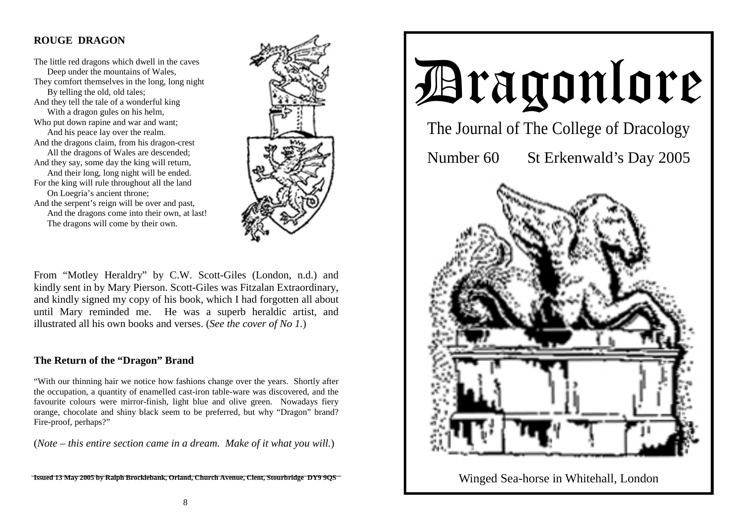**ROUGE DRAGON**

The little red dragons which dwell in the caves
 Deep under the mountains of Wales,
They comfort themselves in the long, long night
 By telling the old, old tales;
And they tell the tale of a wonderful king
 With a dragon gules on his helm,
Who put down rapine and war and want;
 And his peace lay over the realm.
And the dragons claim, from his dragon-crest
 All the dragons of Wales are descended;
And they say, some day the king will return,
 And their long, long night will be ended.
For the king will rule throughout all the land
 On Loegria's ancient throne;
And the serpent's reign will be over and past,
 And the dragons come into their own, at last!
 The dragons will come by their own.

From "Motley Heraldry" by C.W. Scott-Giles (London, n.d.) and kindly sent in by Mary Pierson. Scott-Giles was Fitzalan Extraordinary, and kindly signed my copy of his book, which I had forgotten all about until Mary reminded me. He was a superb heraldic artist, and illustrated all his own books and verses. (*See the cover of No 1.*)

**The Return of the "Dragon" Brand**

"With our thinning hair we notice how fashions change over the years. Shortly after the occupation, a quantity of enamelled cast-iron table-ware was discovered, and the favourite colours were mirror-finish, light blue and olive green. Nowadays fiery orange, chocolate and shiny black seem to be preferred, but why "Dragon" brand? Fire-proof, perhaps?"

(*Note – this entire section came in a dream. Make of it what you will.*)

**Issued 13 May 2005 by Ralph Brocklebank, Orland, Church Avenue, Clent, Stourbridge DY9 9QS**

# Dragonlore

## The Journal of The College of Dracology

Number 60 St Erkenwald's Day 2005

Winged Sea-horse in Whitehall, London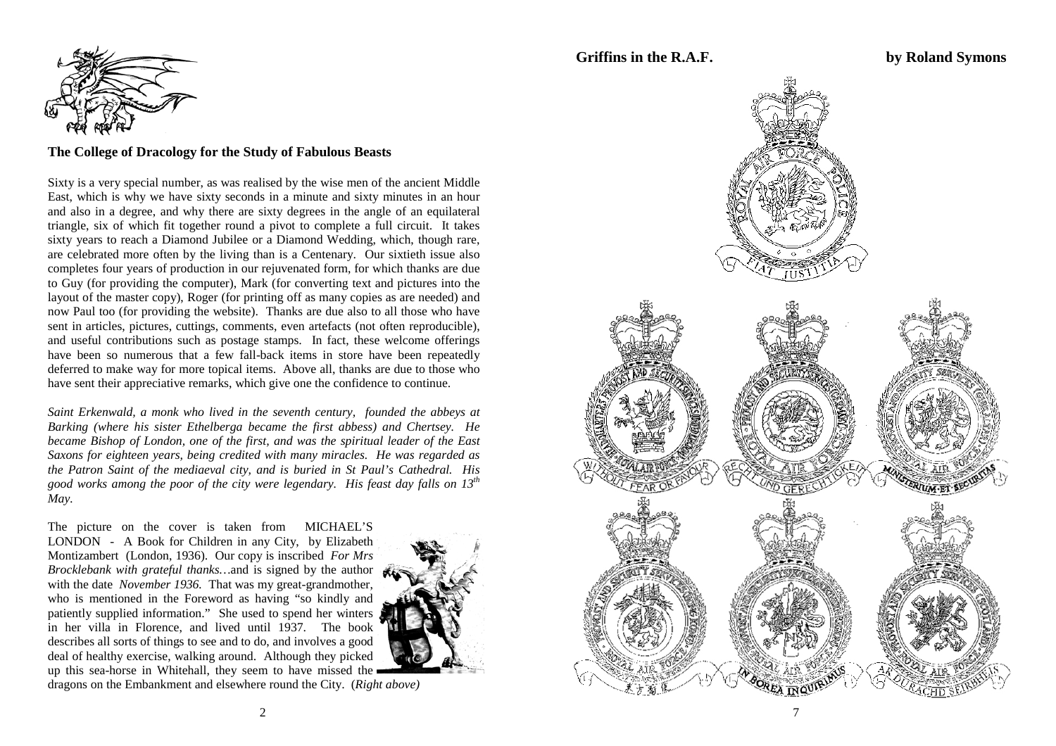## The College of Dracology for the Study of Fabulous Beasts

Sixty is a very special number, as was realised by the wise men of the ancient Middle East, which is why we have sixty seconds in a minute and sixty minutes in an hour and also in a degree, and why there are sixty degrees in the angle of an equilateral triangle, six of which fit together round a pivot to complete a full circuit. It takes sixty years to reach a Diamond Jubilee or a Diamond Wedding, which, though rare, are celebrated more often by the living than is a Centenary. Our sixtieth issue also completes four years of production in our rejuvenated form, for which thanks are due to Guy (for providing the computer), Mark (for converting text and pictures into the layout of the master copy), Roger (for printing off as many copies as are needed) and now Paul too (for providing the website). Thanks are due also to all those who have sent in articles, pictures, cuttings, comments, even artefacts (not often reproducible), and useful contributions such as postage stamps. In fact, these welcome offerings have been so numerous that a few fall-back items in store have been repeatedly deferred to make way for more topical items. Above all, thanks are due to those who have sent their appreciative remarks, which give one the confidence to continue.

*Saint Erkenwald, a monk who lived in the seventh century, founded the abbeys at Barking (where his sister Ethelberga became the first abbess) and Chertsey. He became Bishop of London, one of the first, and was the spiritual leader of the East Saxons for eighteen years, being credited with many miracles. He was regarded as the Patron Saint of the mediaeval city, and is buried in St Paul's Cathedral. His good works among the poor of the city were legendary. His feast day falls on 13th May.*

The picture on the cover is taken from MICHAEL'S LONDON - A Book for Children in any City, by Elizabeth Montizambert (London, 1936). Our copy is inscribed *For Mrs Brocklebank with grateful thanks…*and is signed by the author with the date *November 1936.* That was my great-grandmother, who is mentioned in the Foreword as having "so kindly and patiently supplied information." She used to spend her winters in her villa in Florence, and lived until 1937. The book describes all sorts of things to see and to do, and involves a good deal of healthy exercise, walking around. Although they picked up this sea-horse in Whitehall, they seem to have missed the dragons on the Embankment and elsewhere round the City. (*Right above)*

## Griffins in the R.A.F. by Roland Symons

ROYAL AIR FORCE POLICE — FIAT JUSTITIA

HEADQUARTERS PROVOST AND SECURITY SERVICES (UNITED KINGDOM) — ROYAL AIR FORCE — WITHOUT FEAR OR FAVOUR

PROVOST AND SECURITY SERVICES (GERMANY) — ROYAL AIR FORCE — RECHT UND GERECHTIGKEIT

PROVOST AND SECURITY SERVICES (GREAT BRITAIN) — ROYAL AIR FORCE — MINISTERIUM ET SECURITAS

PROVOST AND SECURITY SERVICES (HONG KONG) — ROYAL AIR FORCE

PROVOST AND SECURITY SERVICES — ROYAL AIR FORCE — IN BOREA INQUIRIMUS

PROVOST AND SECURITY SERVICES (SCOTLAND) — ROYAL AIR FORCE — AR DURACHD SEIRBHEIS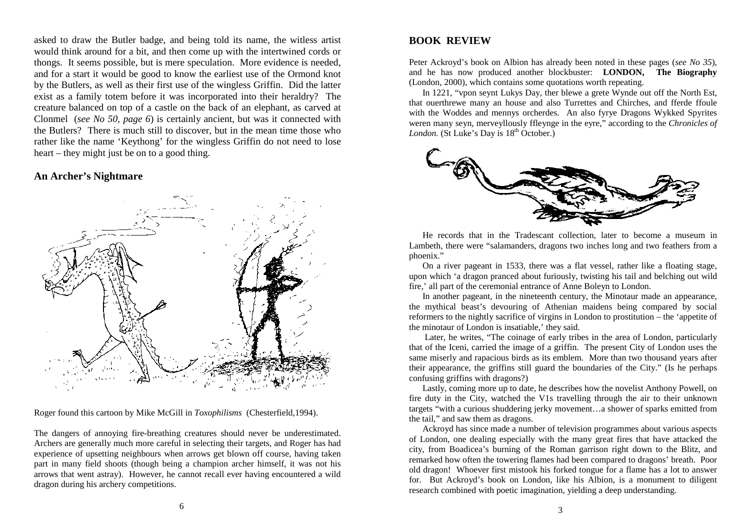asked to draw the Butler badge, and being told its name, the witless artist would think around for a bit, and then come up with the intertwined cords or thongs. It seems possible, but is mere speculation. More evidence is needed, and for a start it would be good to know the earliest use of the Ormond knot by the Butlers, as well as their first use of the wingless Griffin. Did the latter exist as a family totem before it was incorporated into their heraldry? The creature balanced on top of a castle on the back of an elephant, as carved at Clonmel (*see No 50, page 6*) is certainly ancient, but was it connected with the Butlers? There is much still to discover, but in the mean time those who rather like the name 'Keythong' for the wingless Griffin do not need to lose heart – they might just be on to a good thing.

## An Archer's Nightmare

Roger found this cartoon by Mike McGill in *Toxophilisms* (Chesterfield,1994).

The dangers of annoying fire-breathing creatures should never be underestimated. Archers are generally much more careful in selecting their targets, and Roger has had experience of upsetting neighbours when arrows get blown off course, having taken part in many field shoots (though being a champion archer himself, it was not his arrows that went astray). However, he cannot recall ever having encountered a wild dragon during his archery competitions.

## BOOK REVIEW

Peter Ackroyd's book on Albion has already been noted in these pages (*see No 35*), and he has now produced another blockbuster: **LONDON, The Biography** (London, 2000), which contains some quotations worth repeating.

In 1221, "vpon seynt Lukys Day, ther blewe a grete Wynde out off the North Est, that ouerthrewe many an house and also Turrettes and Chirches, and fferde ffoule with the Woddes and mennys orcherdes. An also fyrye Dragons Wykked Spyrites weren many seyn, merveyllously ffleynge in the eyre," according to the *Chronicles of London.* (St Luke's Day is 18th October.)

He records that in the Tradescant collection, later to become a museum in Lambeth, there were "salamanders, dragons two inches long and two feathers from a phoenix."

On a river pageant in 1533, there was a flat vessel, rather like a floating stage, upon which 'a dragon pranced about furiously, twisting his tail and belching out wild fire,' all part of the ceremonial entrance of Anne Boleyn to London.

In another pageant, in the nineteenth century, the Minotaur made an appearance, the mythical beast's devouring of Athenian maidens being compared by social reformers to the nightly sacrifice of virgins in London to prostitution – the 'appetite of the minotaur of London is insatiable,' they said.

Later, he writes, "The coinage of early tribes in the area of London, particularly that of the Iceni, carried the image of a griffin. The present City of London uses the same miserly and rapacious birds as its emblem. More than two thousand years after their appearance, the griffins still guard the boundaries of the City." (Is he perhaps confusing griffins with dragons?)

Lastly, coming more up to date, he describes how the novelist Anthony Powell, on fire duty in the City, watched the V1s travelling through the air to their unknown targets "with a curious shuddering jerky movement…a shower of sparks emitted from the tail," and saw them as dragons.

Ackroyd has since made a number of television programmes about various aspects of London, one dealing especially with the many great fires that have attacked the city, from Boadicea's burning of the Roman garrison right down to the Blitz, and remarked how often the towering flames had been compared to dragons' breath. Poor old dragon! Whoever first mistook his forked tongue for a flame has a lot to answer for. But Ackroyd's book on London, like his Albion, is a monument to diligent research combined with poetic imagination, yielding a deep understanding.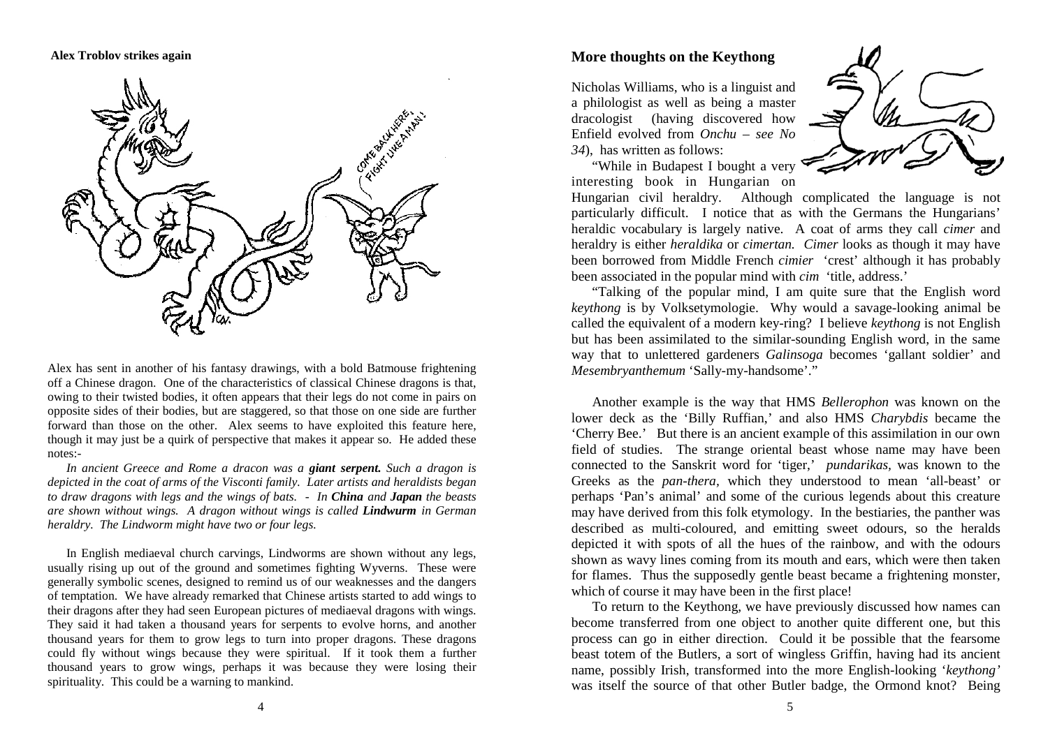**Alex Troblov strikes again**

Alex has sent in another of his fantasy drawings, with a bold Batmouse frightening off a Chinese dragon. One of the characteristics of classical Chinese dragons is that, owing to their twisted bodies, it often appears that their legs do not come in pairs on opposite sides of their bodies, but are staggered, so that those on one side are further forward than those on the other. Alex seems to have exploited this feature here, though it may just be a quirk of perspective that makes it appear so. He added these notes:-

*In ancient Greece and Rome a dracon was a **giant serpent.** Such a dragon is depicted in the coat of arms of the Visconti family. Later artists and heraldists began to draw dragons with legs and the wings of bats. - In **China** and **Japan** the beasts are shown without wings. A dragon without wings is called **Lindwurm** in German heraldry. The Lindworm might have two or four legs.*

In English mediaeval church carvings, Lindworms are shown without any legs, usually rising up out of the ground and sometimes fighting Wyverns. These were generally symbolic scenes, designed to remind us of our weaknesses and the dangers of temptation. We have already remarked that Chinese artists started to add wings to their dragons after they had seen European pictures of mediaeval dragons with wings. They said it had taken a thousand years for serpents to evolve horns, and another thousand years for them to grow legs to turn into proper dragons. These dragons could fly without wings because they were spiritual. If it took them a further thousand years to grow wings, perhaps it was because they were losing their spirituality. This could be a warning to mankind.

## More thoughts on the Keythong

Nicholas Williams, who is a linguist and a philologist as well as being a master dracologist (having discovered how Enfield evolved from *Onchu – see No 34*), has written as follows:

"While in Budapest I bought a very interesting book in Hungarian on Hungarian civil heraldry. Although complicated the language is not particularly difficult. I notice that as with the Germans the Hungarians' heraldic vocabulary is largely native. A coat of arms they call *cimer* and heraldry is either *heraldika* or *cimertan. Cimer* looks as though it may have been borrowed from Middle French *cimier* 'crest' although it has probably been associated in the popular mind with *cim* 'title, address.'

"Talking of the popular mind, I am quite sure that the English word *keythong* is by Volksetymologie. Why would a savage-looking animal be called the equivalent of a modern key-ring? I believe *keythong* is not English but has been assimilated to the similar-sounding English word, in the same way that to unlettered gardeners *Galinsoga* becomes 'gallant soldier' and *Mesembryanthemum* 'Sally-my-handsome'."

Another example is the way that HMS *Bellerophon* was known on the lower deck as the 'Billy Ruffian,' and also HMS *Charybdis* became the 'Cherry Bee.' But there is an ancient example of this assimilation in our own field of studies. The strange oriental beast whose name may have been connected to the Sanskrit word for 'tiger,' *pundarikas*, was known to the Greeks as the *pan-thera,* which they understood to mean 'all-beast' or perhaps 'Pan's animal' and some of the curious legends about this creature may have derived from this folk etymology. In the bestiaries, the panther was described as multi-coloured, and emitting sweet odours, so the heralds depicted it with spots of all the hues of the rainbow, and with the odours shown as wavy lines coming from its mouth and ears, which were then taken for flames. Thus the supposedly gentle beast became a frightening monster, which of course it may have been in the first place!

To return to the Keythong, we have previously discussed how names can become transferred from one object to another quite different one, but this process can go in either direction. Could it be possible that the fearsome beast totem of the Butlers, a sort of wingless Griffin, having had its ancient name, possibly Irish, transformed into the more English-looking '*keythong'* was itself the source of that other Butler badge, the Ormond knot? Being